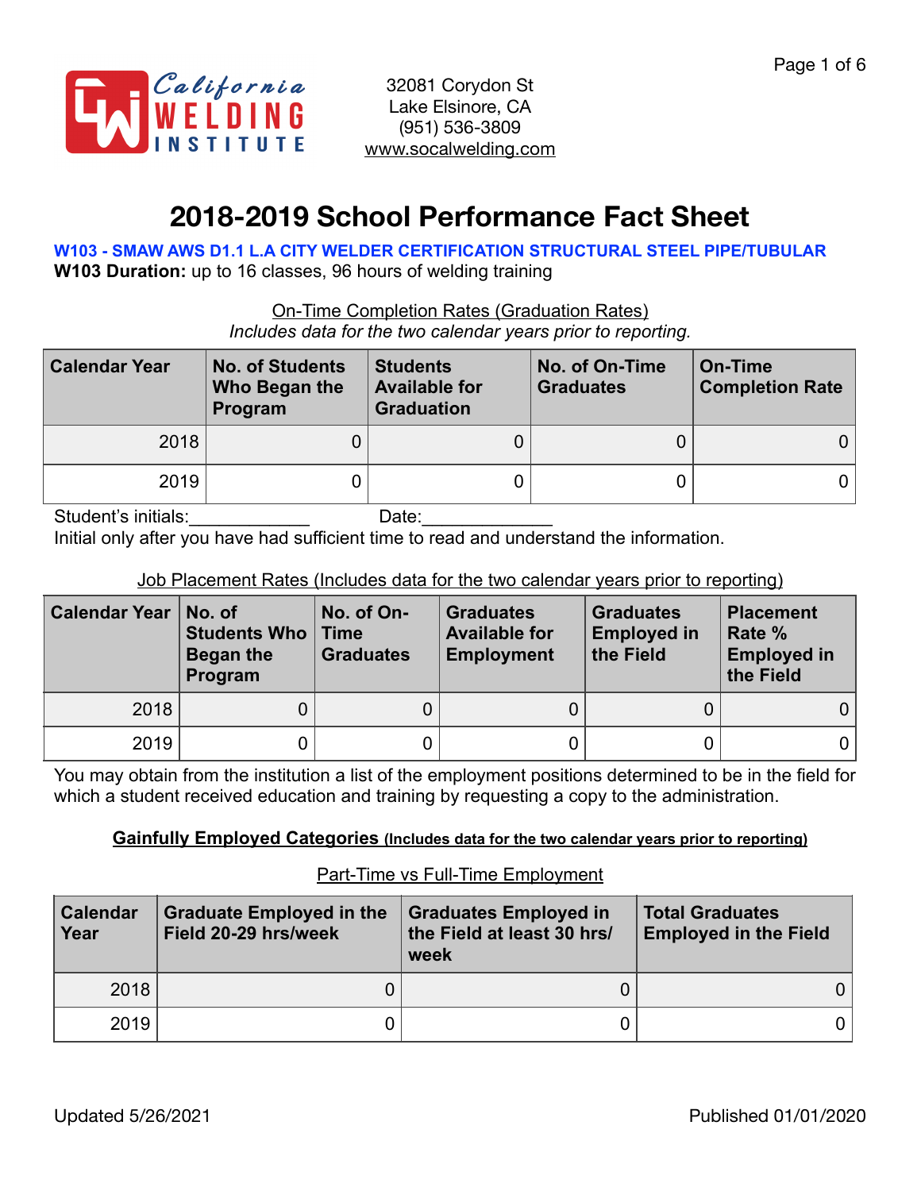California WELDING INSTITUTE

32081 Corydon St
Lake Elsinore, CA
(951) 536-3809
www.socalwelding.com

# 2018-2019 School Performance Fact Sheet

**W103 - SMAW AWS D1.1 L.A CITY WELDER CERTIFICATION STRUCTURAL STEEL PIPE/TUBULAR**

**W103 Duration:** up to 16 classes, 96 hours of welding training

On-Time Completion Rates (Graduation Rates)

*Includes data for the two calendar years prior to reporting.*

| Calendar Year | No. of Students Who Began the Program | Students Available for Graduation | No. of On-Time Graduates | On-Time Completion Rate |
|---|---|---|---|---|
| 2018 | 0 | 0 | 0 | 0 |
| 2019 | 0 | 0 | 0 | 0 |

Student's initials:____________ Date:_____________

Initial only after you have had sufficient time to read and understand the information.

Job Placement Rates (Includes data for the two calendar years prior to reporting)

| Calendar Year | No. of Students Who Began the Program | No. of On-Time Graduates | Graduates Available for Employment | Graduates Employed in the Field | Placement Rate % Employed in the Field |
|---|---|---|---|---|---|
| 2018 | 0 | 0 | 0 | 0 | 0 |
| 2019 | 0 | 0 | 0 | 0 | 0 |

You may obtain from the institution a list of the employment positions determined to be in the field for which a student received education and training by requesting a copy to the administration.

**Gainfully Employed Categories (Includes data for the two calendar years prior to reporting)**

Part-Time vs Full-Time Employment

| Calendar Year | Graduate Employed in the Field 20-29 hrs/week | Graduates Employed in the Field at least 30 hrs/week | Total Graduates Employed in the Field |
|---|---|---|---|
| 2018 | 0 | 0 | 0 |
| 2019 | 0 | 0 | 0 |

Updated 5/26/2021 Published 01/01/2020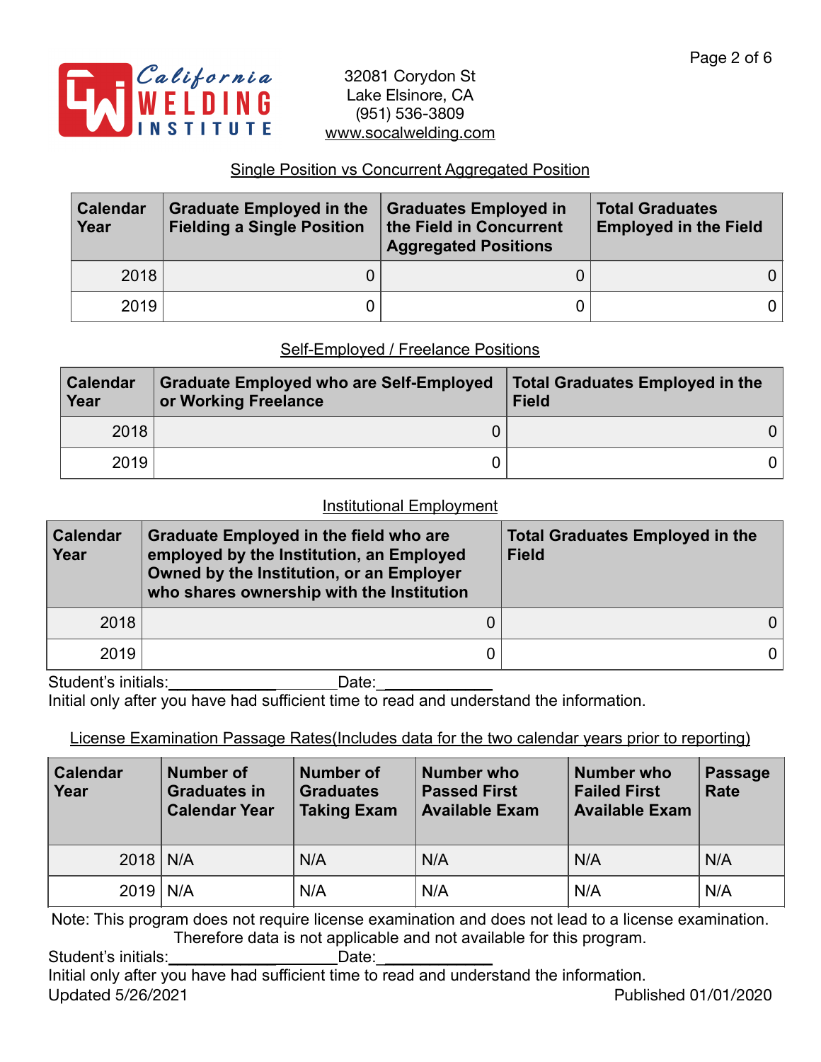California WELDING INSTITUTE

32081 Corydon St
Lake Elsinore, CA
(951) 536-3809
www.socalwelding.com

## Single Position vs Concurrent Aggregated Position

| Calendar Year | Graduate Employed in the Fielding a Single Position | Graduates Employed in the Field in Concurrent Aggregated Positions | Total Graduates Employed in the Field |
|---|---|---|---|
| 2018 | 0 | 0 | 0 |
| 2019 | 0 | 0 | 0 |

## Self-Employed / Freelance Positions

| Calendar Year | Graduate Employed who are Self-Employed or Working Freelance | Total Graduates Employed in the Field |
|---|---|---|
| 2018 | 0 | 0 |
| 2019 | 0 | 0 |

## Institutional Employment

| Calendar Year | Graduate Employed in the field who are employed by the Institution, an Employed Owned by the Institution, or an Employer who shares ownership with the Institution | Total Graduates Employed in the Field |
|---|---|---|
| 2018 | 0 | 0 |
| 2019 | 0 | 0 |

Student's initials:____________________Date:____________
Initial only after you have had sufficient time to read and understand the information.

## License Examination Passage Rates(Includes data for the two calendar years prior to reporting)

| Calendar Year | Number of Graduates in Calendar Year | Number of Graduates Taking Exam | Number who Passed First Available Exam | Number who Failed First Available Exam | Passage Rate |
|---|---|---|---|---|---|
| 2018 | N/A | N/A | N/A | N/A | N/A |
| 2019 | N/A | N/A | N/A | N/A | N/A |

Note: This program does not require license examination and does not lead to a license examination. Therefore data is not applicable and not available for this program.

Student's initials:____________________Date:____________
Initial only after you have had sufficient time to read and understand the information.

Updated 5/26/2021 Published 01/01/2020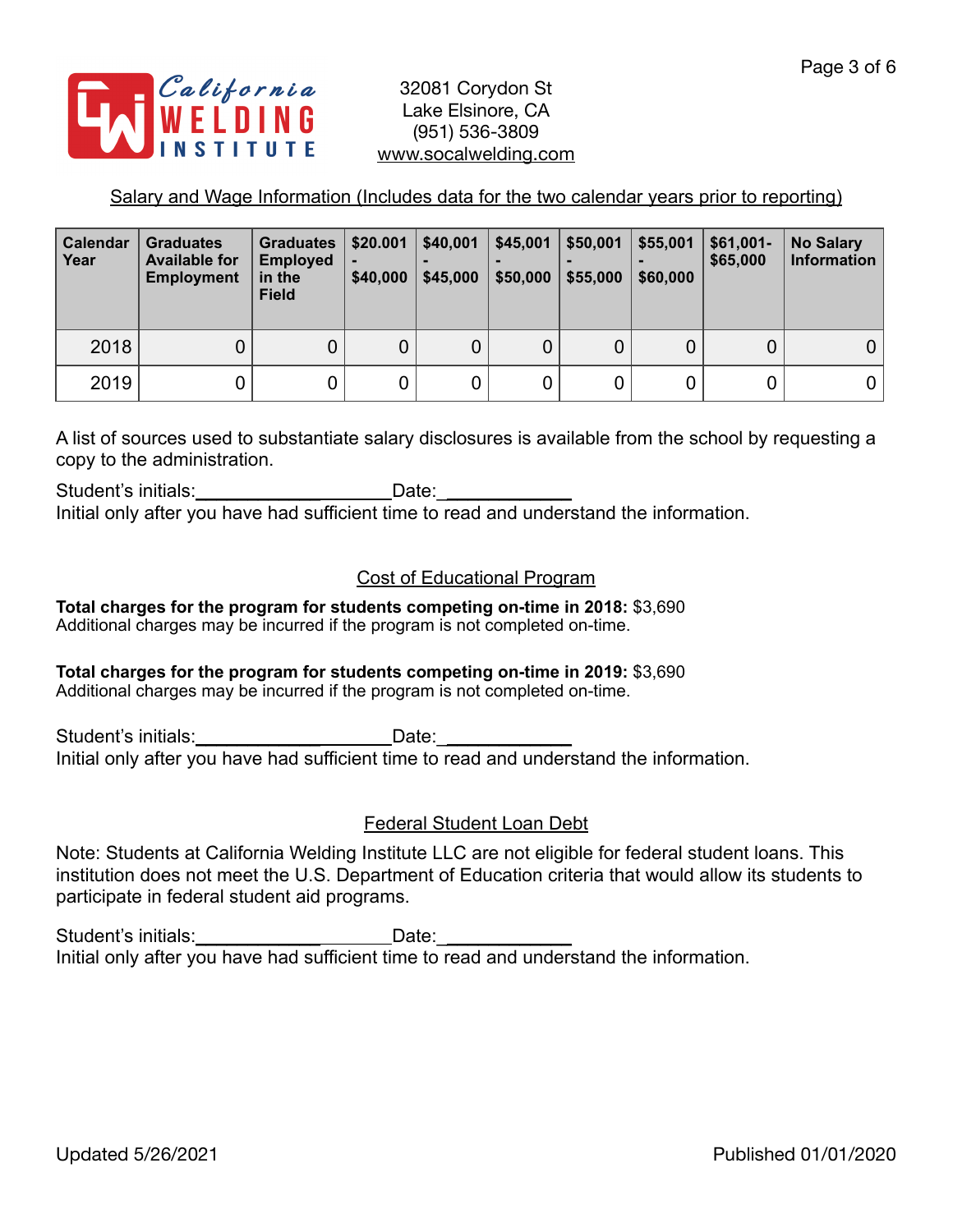California WELDING INSTITUTE

32081 Corydon St
Lake Elsinore, CA
(951) 536-3809
www.socalwelding.com

## Salary and Wage Information (Includes data for the two calendar years prior to reporting)

| Calendar Year | Graduates Available for Employment | Graduates Employed in the Field | $20.001 - $40,000 | $40,001 - $45,000 | $45,001 - $50,000 | $50,001 - $55,000 | $55,001 - $60,000 | $61,001- $65,000 | No Salary Information |
|---|---|---|---|---|---|---|---|---|---|
| 2018 | 0 | 0 | 0 | 0 | 0 | 0 | 0 | 0 | 0 |
| 2019 | 0 | 0 | 0 | 0 | 0 | 0 | 0 | 0 | 0 |

A list of sources used to substantiate salary disclosures is available from the school by requesting a copy to the administration.

Student's initials:____________________Date:____________
Initial only after you have had sufficient time to read and understand the information.

## Cost of Educational Program

**Total charges for the program for students competing on-time in 2018:** $3,690
Additional charges may be incurred if the program is not completed on-time.

**Total charges for the program for students competing on-time in 2019:** $3,690
Additional charges may be incurred if the program is not completed on-time.

Student's initials:____________________Date:____________
Initial only after you have had sufficient time to read and understand the information.

## Federal Student Loan Debt

Note: Students at California Welding Institute LLC are not eligible for federal student loans. This institution does not meet the U.S. Department of Education criteria that would allow its students to participate in federal student aid programs.

Student's initials:____________________Date:____________
Initial only after you have had sufficient time to read and understand the information.

Updated 5/26/2021 Published 01/01/2020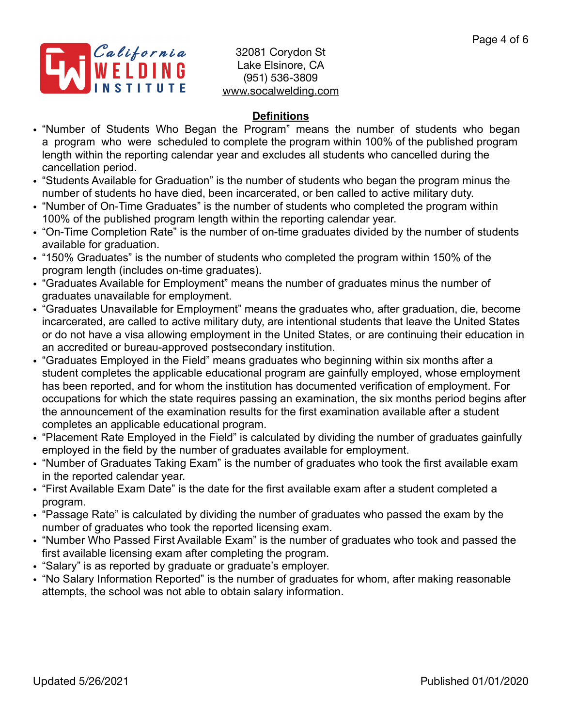32081 Corydon St
Lake Elsinore, CA
(951) 536-3809
www.socalwelding.com

## Definitions

- "Number of Students Who Began the Program" means the number of students who began a program who were scheduled to complete the program within 100% of the published program length within the reporting calendar year and excludes all students who cancelled during the cancellation period.
- "Students Available for Graduation" is the number of students who began the program minus the number of students ho have died, been incarcerated, or ben called to active military duty.
- "Number of On-Time Graduates" is the number of students who completed the program within 100% of the published program length within the reporting calendar year.
- "On-Time Completion Rate" is the number of on-time graduates divided by the number of students available for graduation.
- "150% Graduates" is the number of students who completed the program within 150% of the program length (includes on-time graduates).
- "Graduates Available for Employment" means the number of graduates minus the number of graduates unavailable for employment.
- "Graduates Unavailable for Employment" means the graduates who, after graduation, die, become incarcerated, are called to active military duty, are intentional students that leave the United States or do not have a visa allowing employment in the United States, or are continuing their education in an accredited or bureau-approved postsecondary institution.
- "Graduates Employed in the Field" means graduates who beginning within six months after a student completes the applicable educational program are gainfully employed, whose employment has been reported, and for whom the institution has documented verification of employment. For occupations for which the state requires passing an examination, the six months period begins after the announcement of the examination results for the first examination available after a student completes an applicable educational program.
- "Placement Rate Employed in the Field" is calculated by dividing the number of graduates gainfully employed in the field by the number of graduates available for employment.
- "Number of Graduates Taking Exam" is the number of graduates who took the first available exam in the reported calendar year.
- "First Available Exam Date" is the date for the first available exam after a student completed a program.
- "Passage Rate" is calculated by dividing the number of graduates who passed the exam by the number of graduates who took the reported licensing exam.
- "Number Who Passed First Available Exam" is the number of graduates who took and passed the first available licensing exam after completing the program.
- "Salary" is as reported by graduate or graduate's employer.
- "No Salary Information Reported" is the number of graduates for whom, after making reasonable attempts, the school was not able to obtain salary information.

Updated 5/26/2021 Published 01/01/2020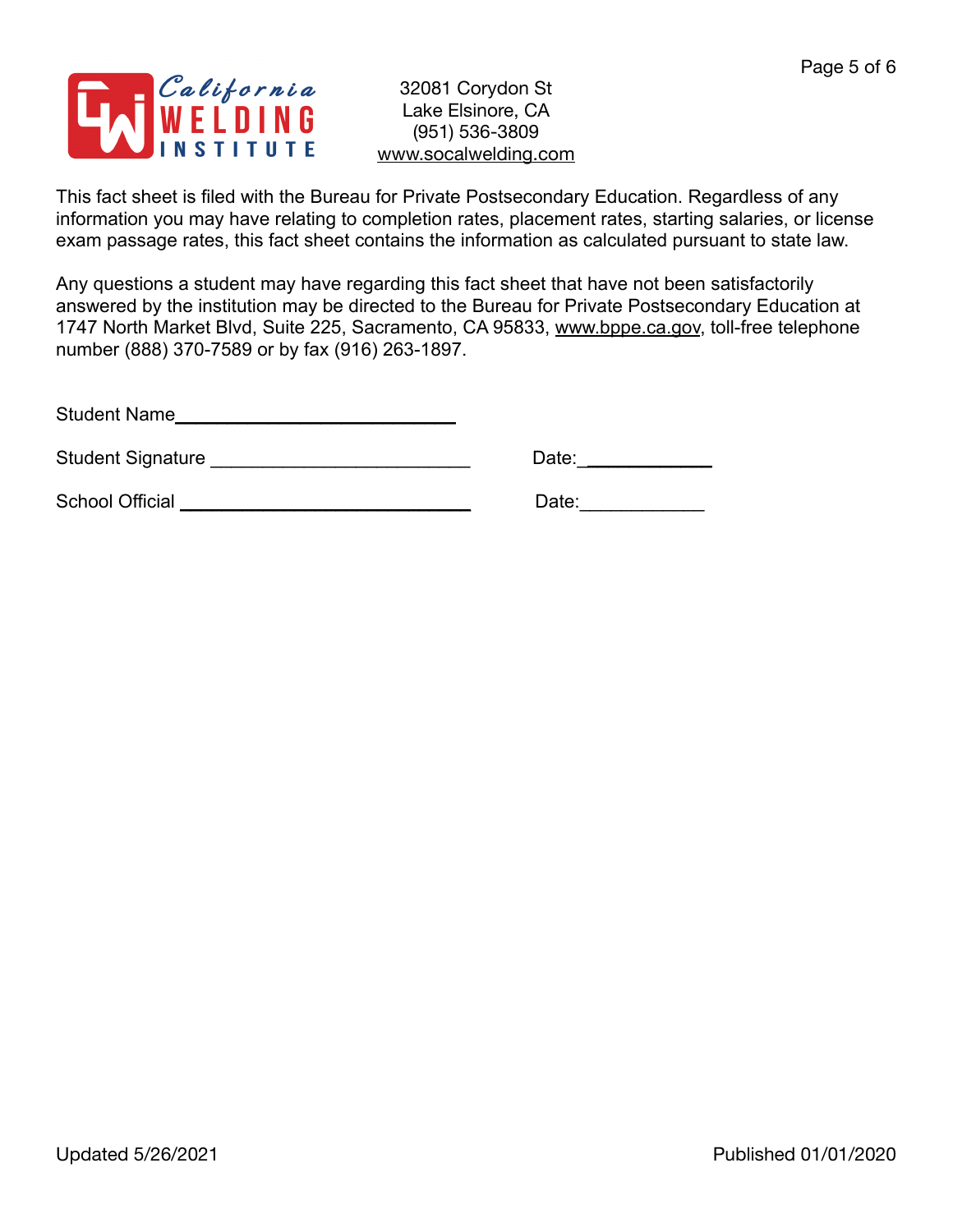**California WELDING INSTITUTE**

32081 Corydon St
Lake Elsinore, CA
(951) 536-3809
www.socalwelding.com

This fact sheet is filed with the Bureau for Private Postsecondary Education. Regardless of any information you may have relating to completion rates, placement rates, starting salaries, or license exam passage rates, this fact sheet contains the information as calculated pursuant to state law.

Any questions a student may have regarding this fact sheet that have not been satisfactorily answered by the institution may be directed to the Bureau for Private Postsecondary Education at 1747 North Market Blvd, Suite 225, Sacramento, CA 95833, www.bppe.ca.gov, toll-free telephone number (888) 370-7589 or by fax (916) 263-1897.

Student Name\_\_\_\_\_\_\_\_\_\_\_\_\_\_\_\_\_\_\_\_\_\_\_\_\_\_\_\_

Student Signature \_\_\_\_\_\_\_\_\_\_\_\_\_\_\_\_\_\_\_\_\_\_\_\_\_\_ Date:\_\_\_\_\_\_\_\_\_\_\_\_

School Official \_\_\_\_\_\_\_\_\_\_\_\_\_\_\_\_\_\_\_\_\_\_\_\_\_\_\_\_\_ Date:\_\_\_\_\_\_\_\_\_\_\_\_

Updated 5/26/2021

Published 01/01/2020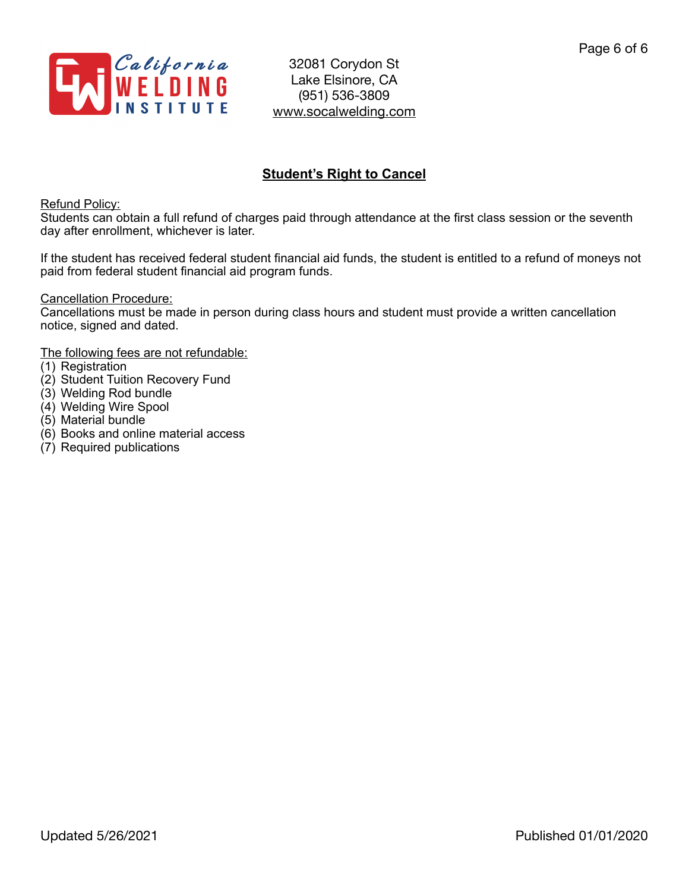California WELDING INSTITUTE

32081 Corydon St
Lake Elsinore, CA
(951) 536-3809
www.socalwelding.com

## Student's Right to Cancel

Refund Policy:
Students can obtain a full refund of charges paid through attendance at the first class session or the seventh day after enrollment, whichever is later.

If the student has received federal student financial aid funds, the student is entitled to a refund of moneys not paid from federal student financial aid program funds.

Cancellation Procedure:
Cancellations must be made in person during class hours and student must provide a written cancellation notice, signed and dated.

The following fees are not refundable:

(1) Registration
(2) Student Tuition Recovery Fund
(3) Welding Rod bundle
(4) Welding Wire Spool
(5) Material bundle
(6) Books and online material access
(7) Required publications

Updated 5/26/2021

Published 01/01/2020